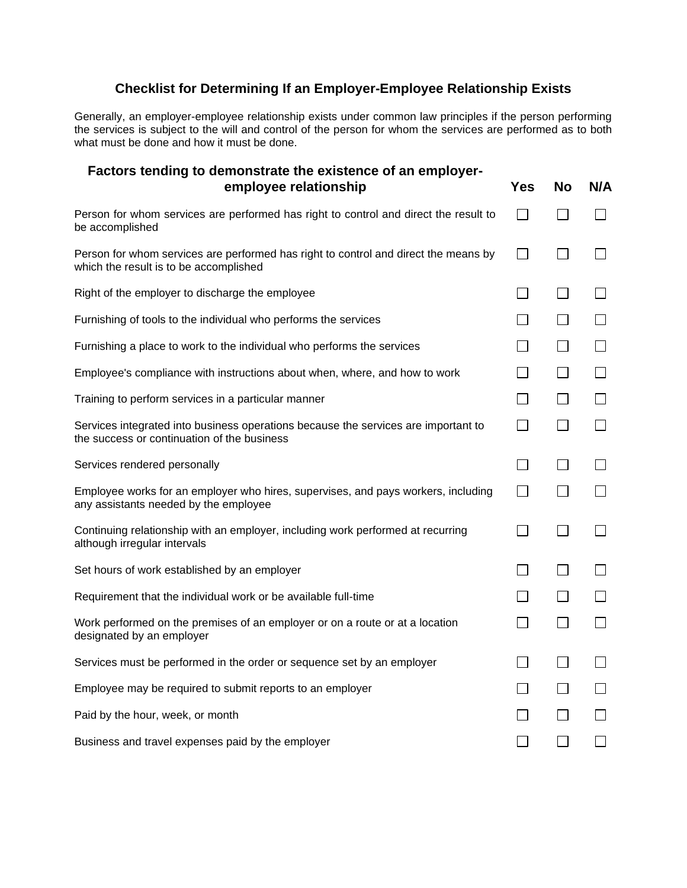# Checklist for Determining If an Employer-Employee Relationship Exists

Generally, an employer-employee relationship exists under common law principles if the person performing the services is subject to the will and control of the person for whom the services are performed as to both what must be done and how it must be done.

| Factors tending to demonstrate the existence of an employer-employee relationship | Yes | No | N/A |
| --- | --- | --- | --- |
| Person for whom services are performed has right to control and direct the result to be accomplished | ☐ | ☐ | ☐ |
| Person for whom services are performed has right to control and direct the means by which the result is to be accomplished | ☐ | ☐ | ☐ |
| Right of the employer to discharge the employee | ☐ | ☐ | ☐ |
| Furnishing of tools to the individual who performs the services | ☐ | ☐ | ☐ |
| Furnishing a place to work to the individual who performs the services | ☐ | ☐ | ☐ |
| Employee's compliance with instructions about when, where, and how to work | ☐ | ☐ | ☐ |
| Training to perform services in a particular manner | ☐ | ☐ | ☐ |
| Services integrated into business operations because the services are important to the success or continuation of the business | ☐ | ☐ | ☐ |
| Services rendered personally | ☐ | ☐ | ☐ |
| Employee works for an employer who hires, supervises, and pays workers, including any assistants needed by the employee | ☐ | ☐ | ☐ |
| Continuing relationship with an employer, including work performed at recurring although irregular intervals | ☐ | ☐ | ☐ |
| Set hours of work established by an employer | ☐ | ☐ | ☐ |
| Requirement that the individual work or be available full-time | ☐ | ☐ | ☐ |
| Work performed on the premises of an employer or on a route or at a location designated by an employer | ☐ | ☐ | ☐ |
| Services must be performed in the order or sequence set by an employer | ☐ | ☐ | ☐ |
| Employee may be required to submit reports to an employer | ☐ | ☐ | ☐ |
| Paid by the hour, week, or month | ☐ | ☐ | ☐ |
| Business and travel expenses paid by the employer | ☐ | ☐ | ☐ |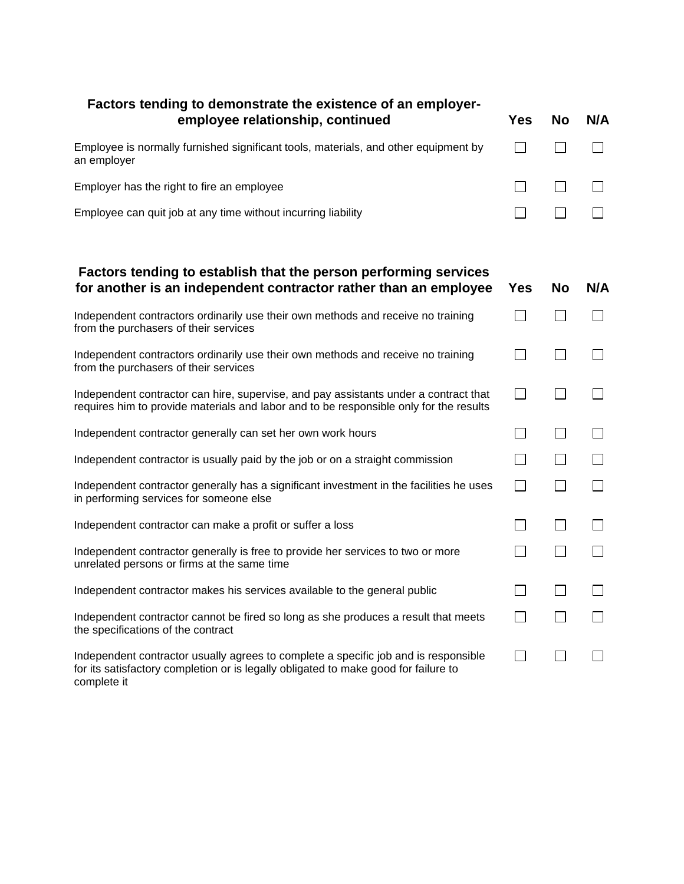| Factors tending to demonstrate the existence of an employer-employee relationship, continued | Yes | No | N/A |
|---|---|---|---|
| Employee is normally furnished significant tools, materials, and other equipment by an employer | ☐ | ☐ | ☐ |
| Employer has the right to fire an employee | ☐ | ☐ | ☐ |
| Employee can quit job at any time without incurring liability | ☐ | ☐ | ☐ |

| Factors tending to establish that the person performing services for another is an independent contractor rather than an employee | Yes | No | N/A |
|---|---|---|---|
| Independent contractors ordinarily use their own methods and receive no training from the purchasers of their services | ☐ | ☐ | ☐ |
| Independent contractors ordinarily use their own methods and receive no training from the purchasers of their services | ☐ | ☐ | ☐ |
| Independent contractor can hire, supervise, and pay assistants under a contract that requires him to provide materials and labor and to be responsible only for the results | ☐ | ☐ | ☐ |
| Independent contractor generally can set her own work hours | ☐ | ☐ | ☐ |
| Independent contractor is usually paid by the job or on a straight commission | ☐ | ☐ | ☐ |
| Independent contractor generally has a significant investment in the facilities he uses in performing services for someone else | ☐ | ☐ | ☐ |
| Independent contractor can make a profit or suffer a loss | ☐ | ☐ | ☐ |
| Independent contractor generally is free to provide her services to two or more unrelated persons or firms at the same time | ☐ | ☐ | ☐ |
| Independent contractor makes his services available to the general public | ☐ | ☐ | ☐ |
| Independent contractor cannot be fired so long as she produces a result that meets the specifications of the contract | ☐ | ☐ | ☐ |
| Independent contractor usually agrees to complete a specific job and is responsible for its satisfactory completion or is legally obligated to make good for failure to complete it | ☐ | ☐ | ☐ |